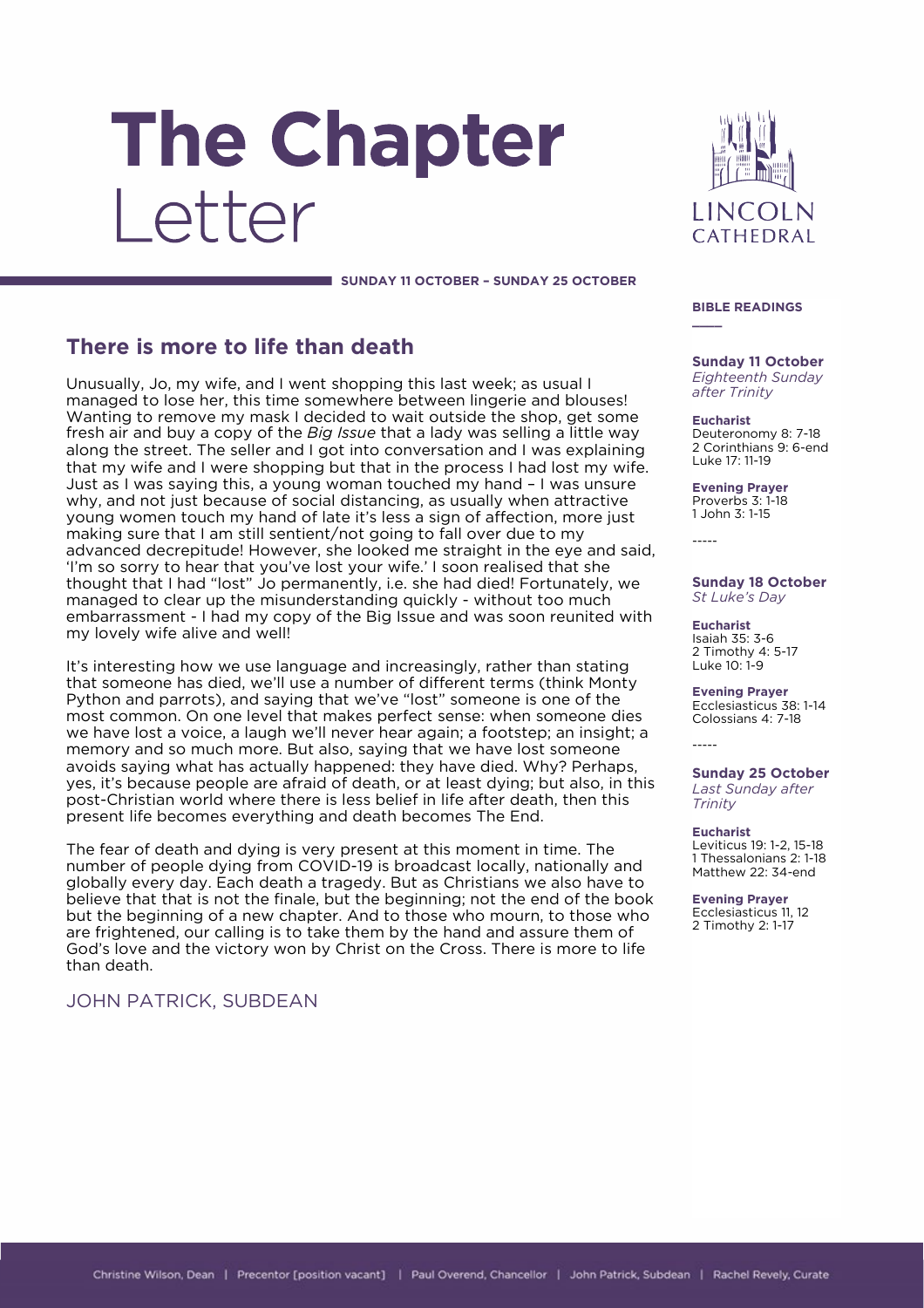# The Chapter Letter

LINCOLN CATHEDRAL

**SUNDAY 11 OCTOBER – SUNDAY 25 OCTOBER**

## There is more to life than death

Unusually, Jo, my wife, and I went shopping this last week; as usual I managed to lose her, this time somewhere between lingerie and blouses! Wanting to remove my mask I decided to wait outside the shop, get some fresh air and buy a copy of the *Big Issue* that a lady was selling a little way along the street. The seller and I got into conversation and I was explaining that my wife and I were shopping but that in the process I had lost my wife. Just as I was saying this, a young woman touched my hand – I was unsure why, and not just because of social distancing, as usually when attractive young women touch my hand of late it's less a sign of affection, more just making sure that I am still sentient/not going to fall over due to my advanced decrepitude! However, she looked me straight in the eye and said, 'I'm so sorry to hear that you've lost your wife.' I soon realised that she thought that I had "lost" Jo permanently, i.e. she had died! Fortunately, we managed to clear up the misunderstanding quickly - without too much embarrassment - I had my copy of the Big Issue and was soon reunited with my lovely wife alive and well!

It's interesting how we use language and increasingly, rather than stating that someone has died, we'll use a number of different terms (think Monty Python and parrots), and saying that we've "lost" someone is one of the most common. On one level that makes perfect sense: when someone dies we have lost a voice, a laugh we'll never hear again; a footstep; an insight; a memory and so much more. But also, saying that we have lost someone avoids saying what has actually happened: they have died. Why? Perhaps, yes, it's because people are afraid of death, or at least dying; but also, in this post-Christian world where there is less belief in life after death, then this present life becomes everything and death becomes The End.

The fear of death and dying is very present at this moment in time. The number of people dying from COVID-19 is broadcast locally, nationally and globally every day. Each death a tragedy. But as Christians we also have to believe that that is not the finale, but the beginning; not the end of the book but the beginning of a new chapter. And to those who mourn, to those who are frightened, our calling is to take them by the hand and assure them of God's love and the victory won by Christ on the Cross. There is more to life than death.

JOHN PATRICK, SUBDEAN

### BIBLE READINGS

**Sunday 11 October**
*Eighteenth Sunday after Trinity*

**Eucharist**
Deuteronomy 8: 7-18
2 Corinthians 9: 6-end
Luke 17: 11-19

**Evening Prayer**
Proverbs 3: 1-18
1 John 3: 1-15

-----

**Sunday 18 October**
*St Luke's Day*

**Eucharist**
Isaiah 35: 3-6
2 Timothy 4: 5-17
Luke 10: 1-9

**Evening Prayer**
Ecclesiasticus 38: 1-14
Colossians 4: 7-18

-----

**Sunday 25 October**
*Last Sunday after Trinity*

**Eucharist**
Leviticus 19: 1-2, 15-18
1 Thessalonians 2: 1-18
Matthew 22: 34-end

**Evening Prayer**
Ecclesiasticus 11, 12
2 Timothy 2: 1-17

Christine Wilson, Dean | Precentor [position vacant] | Paul Overend, Chancellor | John Patrick, Subdean | Rachel Revely, Curate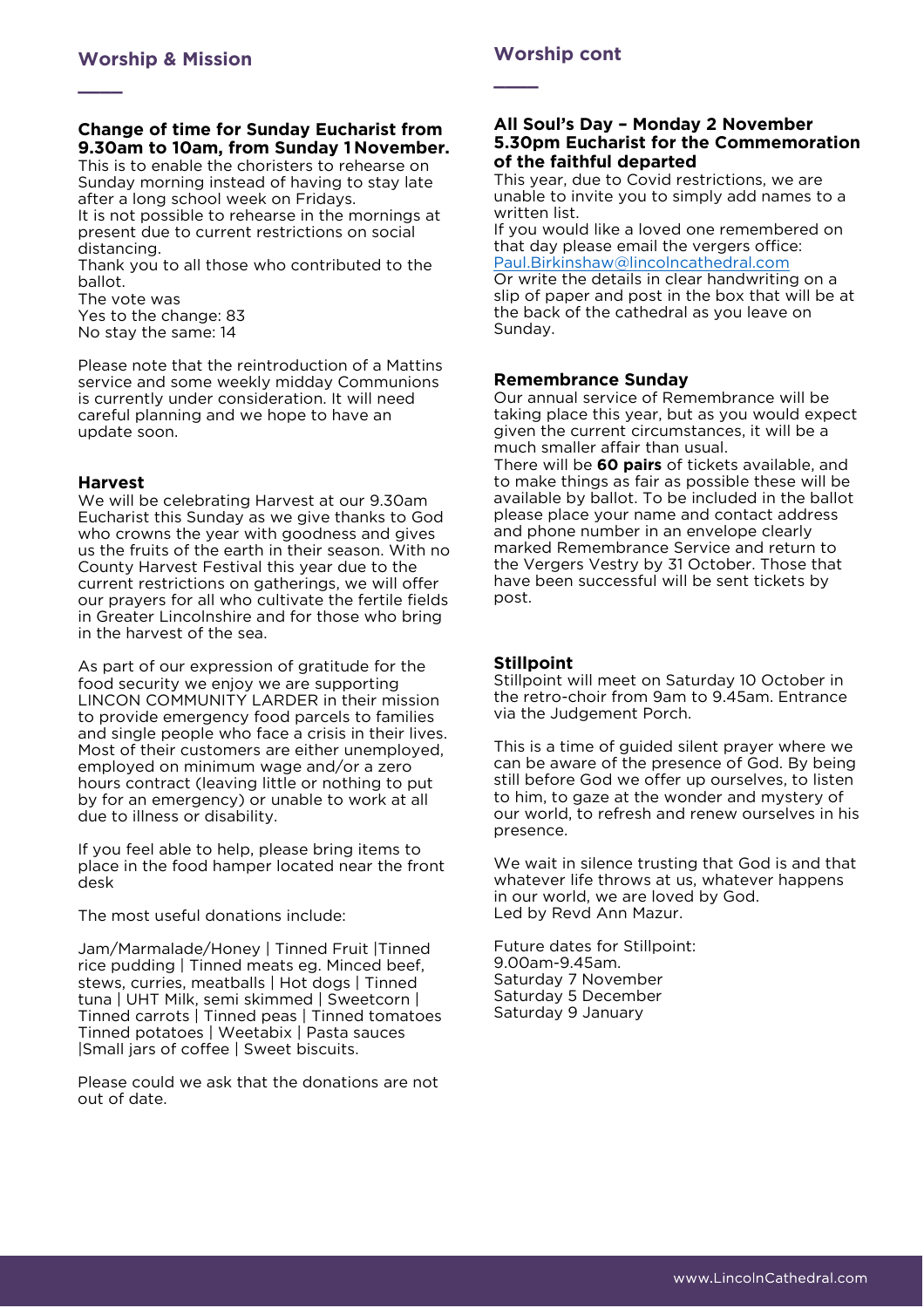## Worship & Mission

### Change of time for Sunday Eucharist from 9.30am to 10am, from Sunday 1 November.

This is to enable the choristers to rehearse on Sunday morning instead of having to stay late after a long school week on Fridays.
It is not possible to rehearse in the mornings at present due to current restrictions on social distancing.
Thank you to all those who contributed to the ballot.
The vote was
Yes to the change: 83
No stay the same: 14

Please note that the reintroduction of a Mattins service and some weekly midday Communions is currently under consideration. It will need careful planning and we hope to have an update soon.

### Harvest

We will be celebrating Harvest at our 9.30am Eucharist this Sunday as we give thanks to God who crowns the year with goodness and gives us the fruits of the earth in their season. With no County Harvest Festival this year due to the current restrictions on gatherings, we will offer our prayers for all who cultivate the fertile fields in Greater Lincolnshire and for those who bring in the harvest of the sea.

As part of our expression of gratitude for the food security we enjoy we are supporting LINCON COMMUNITY LARDER in their mission to provide emergency food parcels to families and single people who face a crisis in their lives. Most of their customers are either unemployed, employed on minimum wage and/or a zero hours contract (leaving little or nothing to put by for an emergency) or unable to work at all due to illness or disability.

If you feel able to help, please bring items to place in the food hamper located near the front desk

The most useful donations include:

Jam/Marmalade/Honey | Tinned Fruit |Tinned rice pudding | Tinned meats eg. Minced beef, stews, curries, meatballs | Hot dogs | Tinned tuna | UHT Milk, semi skimmed | Sweetcorn | Tinned carrots | Tinned peas | Tinned tomatoes Tinned potatoes | Weetabix | Pasta sauces |Small jars of coffee | Sweet biscuits.

Please could we ask that the donations are not out of date.

## Worship cont

### All Soul's Day – Monday 2 November 5.30pm Eucharist for the Commemoration of the faithful departed

This year, due to Covid restrictions, we are unable to invite you to simply add names to a written list.
If you would like a loved one remembered on that day please email the vergers office: Paul.Birkinshaw@lincolncathedral.com
Or write the details in clear handwriting on a slip of paper and post in the box that will be at the back of the cathedral as you leave on Sunday.

### Remembrance Sunday

Our annual service of Remembrance will be taking place this year, but as you would expect given the current circumstances, it will be a much smaller affair than usual.
There will be **60 pairs** of tickets available, and to make things as fair as possible these will be available by ballot. To be included in the ballot please place your name and contact address and phone number in an envelope clearly marked Remembrance Service and return to the Vergers Vestry by 31 October. Those that have been successful will be sent tickets by post.

### Stillpoint

Stillpoint will meet on Saturday 10 October in the retro-choir from 9am to 9.45am. Entrance via the Judgement Porch.

This is a time of guided silent prayer where we can be aware of the presence of God. By being still before God we offer up ourselves, to listen to him, to gaze at the wonder and mystery of our world, to refresh and renew ourselves in his presence.

We wait in silence trusting that God is and that whatever life throws at us, whatever happens in our world, we are loved by God.
Led by Revd Ann Mazur.

Future dates for Stillpoint:
9.00am-9.45am.
Saturday 7 November
Saturday 5 December
Saturday 9 January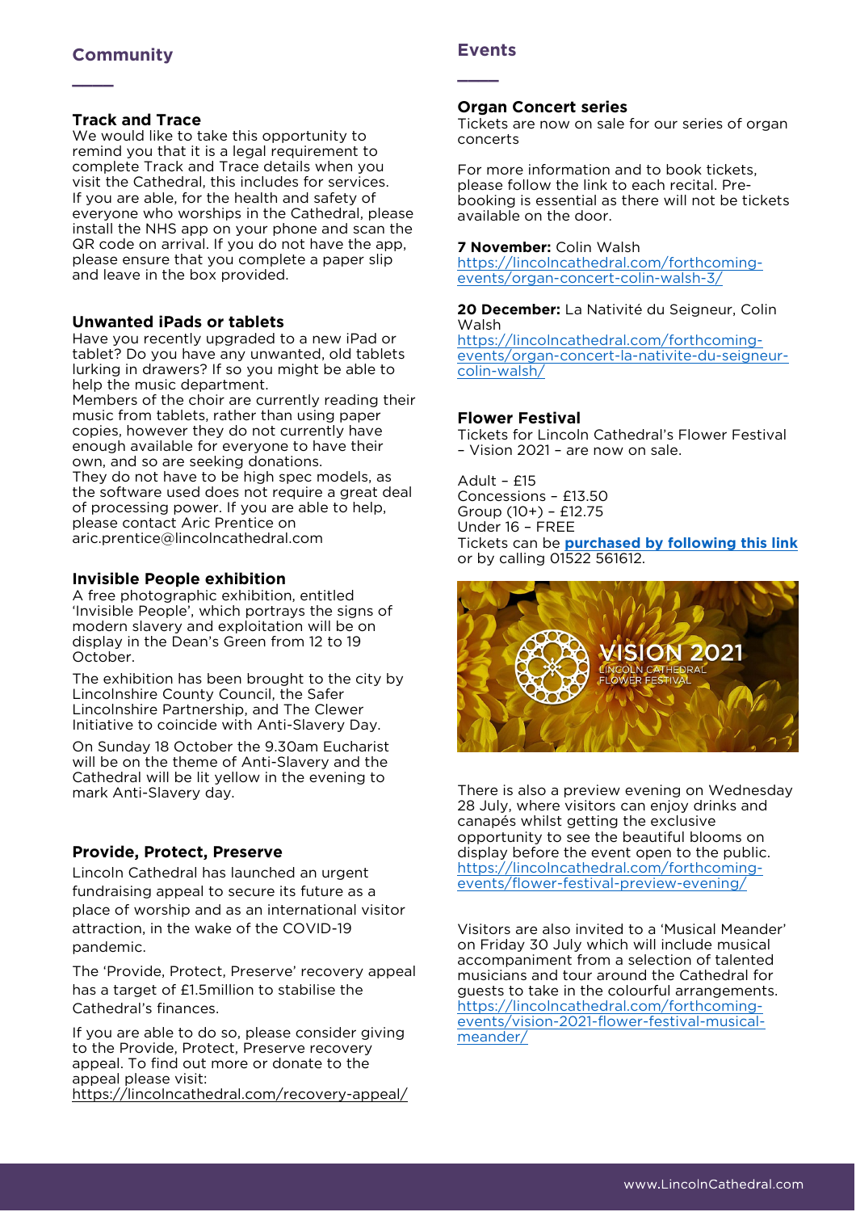## Community

### Track and Trace

We would like to take this opportunity to remind you that it is a legal requirement to complete Track and Trace details when you visit the Cathedral, this includes for services. If you are able, for the health and safety of everyone who worships in the Cathedral, please install the NHS app on your phone and scan the QR code on arrival. If you do not have the app, please ensure that you complete a paper slip and leave in the box provided.

### Unwanted iPads or tablets

Have you recently upgraded to a new iPad or tablet? Do you have any unwanted, old tablets lurking in drawers? If so you might be able to help the music department.
Members of the choir are currently reading their music from tablets, rather than using paper copies, however they do not currently have enough available for everyone to have their own, and so are seeking donations.
They do not have to be high spec models, as the software used does not require a great deal of processing power. If you are able to help, please contact Aric Prentice on aric.prentice@lincolncathedral.com

### Invisible People exhibition

A free photographic exhibition, entitled 'Invisible People', which portrays the signs of modern slavery and exploitation will be on display in the Dean's Green from 12 to 19 October.

The exhibition has been brought to the city by Lincolnshire County Council, the Safer Lincolnshire Partnership, and The Clewer Initiative to coincide with Anti-Slavery Day.

On Sunday 18 October the 9.30am Eucharist will be on the theme of Anti-Slavery and the Cathedral will be lit yellow in the evening to mark Anti-Slavery day.

### Provide, Protect, Preserve

Lincoln Cathedral has launched an urgent fundraising appeal to secure its future as a place of worship and as an international visitor attraction, in the wake of the COVID-19 pandemic.

The 'Provide, Protect, Preserve' recovery appeal has a target of £1.5million to stabilise the Cathedral's finances.

If you are able to do so, please consider giving to the Provide, Protect, Preserve recovery appeal. To find out more or donate to the appeal please visit:
https://lincolncathedral.com/recovery-appeal/

## Events

### Organ Concert series

Tickets are now on sale for our series of organ concerts

For more information and to book tickets, please follow the link to each recital. Pre-booking is essential as there will not be tickets available on the door.

**7 November:** Colin Walsh
https://lincolncathedral.com/forthcoming-events/organ-concert-colin-walsh-3/

**20 December:** La Nativité du Seigneur, Colin Walsh
https://lincolncathedral.com/forthcoming-events/organ-concert-la-nativite-du-seigneur-colin-walsh/

### Flower Festival

Tickets for Lincoln Cathedral's Flower Festival – Vision 2021 – are now on sale.

Adult – £15
Concessions – £13.50
Group (10+) – £12.75
Under 16 – FREE
Tickets can be **purchased by following this link** or by calling 01522 561612.

VISION 2021
LINCOLN CATHEDRAL FLOWER FESTIVAL

There is also a preview evening on Wednesday 28 July, where visitors can enjoy drinks and canapés whilst getting the exclusive opportunity to see the beautiful blooms on display before the event open to the public.
https://lincolncathedral.com/forthcoming-events/flower-festival-preview-evening/

Visitors are also invited to a 'Musical Meander' on Friday 30 July which will include musical accompaniment from a selection of talented musicians and tour around the Cathedral for guests to take in the colourful arrangements.
https://lincolncathedral.com/forthcoming-events/vision-2021-flower-festival-musical-meander/